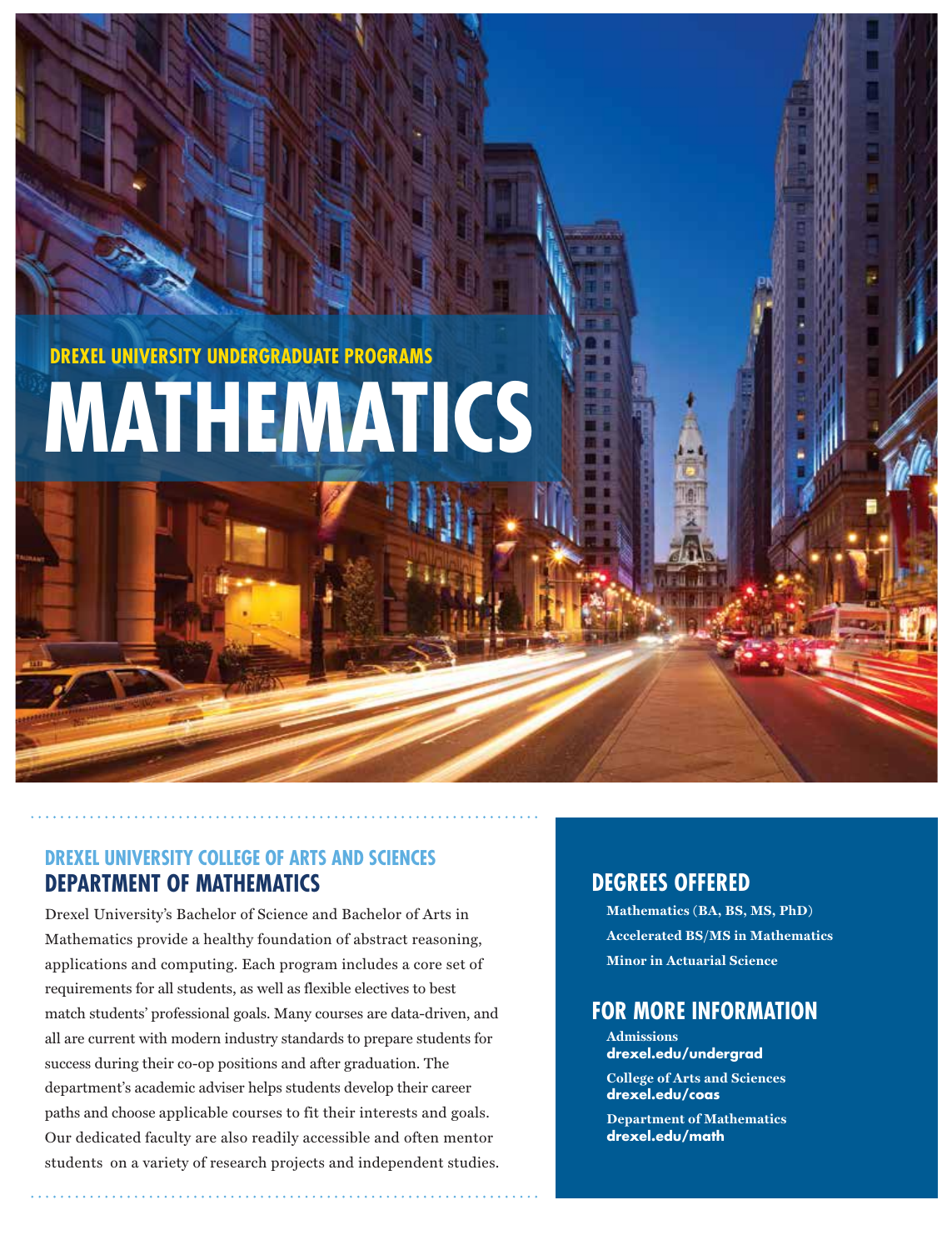DREXEL UNIVERSITY UNDERGRADUATE PROGRAMS

# MATHEMATICS

### DREXEL UNIVERSITY COLLEGE OF ARTS AND SCIENCES

## DEPARTMENT OF MATHEMATICS

Drexel University's Bachelor of Science and Bachelor of Arts in Mathematics provide a healthy foundation of abstract reasoning, applications and computing. Each program includes a core set of requirements for all students, as well as flexible electives to best match students' professional goals. Many courses are data-driven, and all are current with modern industry standards to prepare students for success during their co-op positions and after graduation. The department's academic adviser helps students develop their career paths and choose applicable courses to fit their interests and goals. Our dedicated faculty are also readily accessible and often mentor students on a variety of research projects and independent studies.

## DEGREES OFFERED

**Mathematics (BA, BS, MS, PhD)**

**Accelerated BS/MS in Mathematics**

**Minor in Actuarial Science**

## FOR MORE INFORMATION

**Admissions**
**drexel.edu/undergrad**

**College of Arts and Sciences**
**drexel.edu/coas**

**Department of Mathematics**
**drexel.edu/math**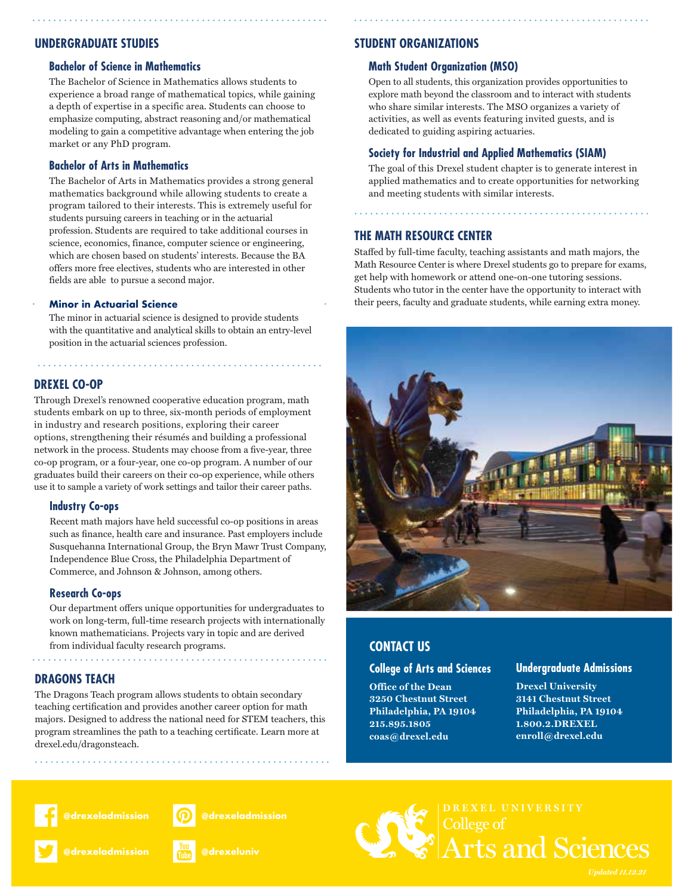## UNDERGRADUATE STUDIES

### Bachelor of Science in Mathematics

The Bachelor of Science in Mathematics allows students to experience a broad range of mathematical topics, while gaining a depth of expertise in a specific area. Students can choose to emphasize computing, abstract reasoning and/or mathematical modeling to gain a competitive advantage when entering the job market or any PhD program.

### Bachelor of Arts in Mathematics

The Bachelor of Arts in Mathematics provides a strong general mathematics background while allowing students to create a program tailored to their interests. This is extremely useful for students pursuing careers in teaching or in the actuarial profession. Students are required to take additional courses in science, economics, finance, computer science or engineering, which are chosen based on students' interests. Because the BA offers more free electives, students who are interested in other fields are able to pursue a second major.

### Minor in Actuarial Science

The minor in actuarial science is designed to provide students with the quantitative and analytical skills to obtain an entry-level position in the actuarial sciences profession.

## DREXEL CO-OP

Through Drexel's renowned cooperative education program, math students embark on up to three, six-month periods of employment in industry and research positions, exploring their career options, strengthening their résumés and building a professional network in the process. Students may choose from a five-year, three co-op program, or a four-year, one co-op program. A number of our graduates build their careers on their co-op experience, while others use it to sample a variety of work settings and tailor their career paths.

### Industry Co-ops

Recent math majors have held successful co-op positions in areas such as finance, health care and insurance. Past employers include Susquehanna International Group, the Bryn Mawr Trust Company, Independence Blue Cross, the Philadelphia Department of Commerce, and Johnson & Johnson, among others.

### Research Co-ops

Our department offers unique opportunities for undergraduates to work on long-term, full-time research projects with internationally known mathematicians. Projects vary in topic and are derived from individual faculty research programs.

## DRAGONS TEACH

The Dragons Teach program allows students to obtain secondary teaching certification and provides another career option for math majors. Designed to address the national need for STEM teachers, this program streamlines the path to a teaching certificate. Learn more at drexel.edu/dragonsteach.

## STUDENT ORGANIZATIONS

### Math Student Organization (MSO)

Open to all students, this organization provides opportunities to explore math beyond the classroom and to interact with students who share similar interests. The MSO organizes a variety of activities, as well as events featuring invited guests, and is dedicated to guiding aspiring actuaries.

### Society for Industrial and Applied Mathematics (SIAM)

The goal of this Drexel student chapter is to generate interest in applied mathematics and to create opportunities for networking and meeting students with similar interests.

## THE MATH RESOURCE CENTER

Staffed by full-time faculty, teaching assistants and math majors, the Math Resource Center is where Drexel students go to prepare for exams, get help with homework or attend one-on-one tutoring sessions. Students who tutor in the center have the opportunity to interact with their peers, faculty and graduate students, while earning extra money.

## CONTACT US

### College of Arts and Sciences

**Office of the Dean**
**3250 Chestnut Street**
**Philadelphia, PA 19104**
**215.895.1805**
**coas@drexel.edu**

### Undergraduate Admissions

**Drexel University**
**3141 Chestnut Street**
**Philadelphia, PA 19104**
**1.800.2.DREXEL**
**enroll@drexel.edu**

@drexeladmission

@drexeladmission

@drexeladmission

@drexeluniv

DREXEL UNIVERSITY
College of
Arts and Sciences

*Updated 11.12.21*